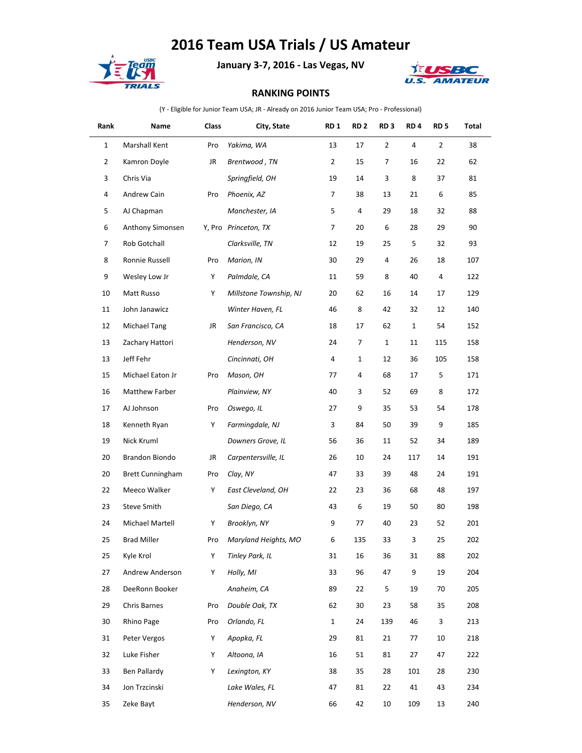# 2016 Team USA Trials / US Amateur

**January 3-7, 2016 - Las Vegas, NV**

**RANKING POINTS**

(Y - Eligible for Junior Team USA; JR - Already on 2016 Junior Team USA; Pro - Professional)

| Rank | Name | Class | City, State | RD 1 | RD 2 | RD 3 | RD 4 | RD 5 | Total |
|---|---|---|---|---|---|---|---|---|---|
| 1 | Marshall Kent | Pro | *Yakima, WA* | 13 | 17 | 2 | 4 | 2 | 38 |
| 2 | Kamron Doyle | JR | *Brentwood , TN* | 2 | 15 | 7 | 16 | 22 | 62 |
| 3 | Chris Via | | *Springfield, OH* | 19 | 14 | 3 | 8 | 37 | 81 |
| 4 | Andrew Cain | Pro | *Phoenix, AZ* | 7 | 38 | 13 | 21 | 6 | 85 |
| 5 | AJ Chapman | | *Manchester, IA* | 5 | 4 | 29 | 18 | 32 | 88 |
| 6 | Anthony Simonsen | Y, Pro | *Princeton, TX* | 7 | 20 | 6 | 28 | 29 | 90 |
| 7 | Rob Gotchall | | *Clarksville, TN* | 12 | 19 | 25 | 5 | 32 | 93 |
| 8 | Ronnie Russell | Pro | *Marion, IN* | 30 | 29 | 4 | 26 | 18 | 107 |
| 9 | Wesley Low Jr | Y | *Palmdale, CA* | 11 | 59 | 8 | 40 | 4 | 122 |
| 10 | Matt Russo | Y | *Millstone Township, NJ* | 20 | 62 | 16 | 14 | 17 | 129 |
| 11 | John Janawicz | | *Winter Haven, FL* | 46 | 8 | 42 | 32 | 12 | 140 |
| 12 | Michael Tang | JR | *San Francisco, CA* | 18 | 17 | 62 | 1 | 54 | 152 |
| 13 | Zachary Hattori | | *Henderson, NV* | 24 | 7 | 1 | 11 | 115 | 158 |
| 13 | Jeff Fehr | | *Cincinnati, OH* | 4 | 1 | 12 | 36 | 105 | 158 |
| 15 | Michael Eaton Jr | Pro | *Mason, OH* | 77 | 4 | 68 | 17 | 5 | 171 |
| 16 | Matthew Farber | | *Plainview, NY* | 40 | 3 | 52 | 69 | 8 | 172 |
| 17 | AJ Johnson | Pro | *Oswego, IL* | 27 | 9 | 35 | 53 | 54 | 178 |
| 18 | Kenneth Ryan | Y | *Farmingdale, NJ* | 3 | 84 | 50 | 39 | 9 | 185 |
| 19 | Nick Kruml | | *Downers Grove, IL* | 56 | 36 | 11 | 52 | 34 | 189 |
| 20 | Brandon Biondo | JR | *Carpentersville, IL* | 26 | 10 | 24 | 117 | 14 | 191 |
| 20 | Brett Cunningham | Pro | *Clay, NY* | 47 | 33 | 39 | 48 | 24 | 191 |
| 22 | Meeco Walker | Y | *East Cleveland, OH* | 22 | 23 | 36 | 68 | 48 | 197 |
| 23 | Steve Smith | | *San Diego, CA* | 43 | 6 | 19 | 50 | 80 | 198 |
| 24 | Michael Martell | Y | *Brooklyn, NY* | 9 | 77 | 40 | 23 | 52 | 201 |
| 25 | Brad Miller | Pro | *Maryland Heights, MO* | 6 | 135 | 33 | 3 | 25 | 202 |
| 25 | Kyle Krol | Y | *Tinley Park, IL* | 31 | 16 | 36 | 31 | 88 | 202 |
| 27 | Andrew Anderson | Y | *Holly, MI* | 33 | 96 | 47 | 9 | 19 | 204 |
| 28 | DeeRonn Booker | | *Anaheim, CA* | 89 | 22 | 5 | 19 | 70 | 205 |
| 29 | Chris Barnes | Pro | *Double Oak, TX* | 62 | 30 | 23 | 58 | 35 | 208 |
| 30 | Rhino Page | Pro | *Orlando, FL* | 1 | 24 | 139 | 46 | 3 | 213 |
| 31 | Peter Vergos | Y | *Apopka, FL* | 29 | 81 | 21 | 77 | 10 | 218 |
| 32 | Luke Fisher | Y | *Altoona, IA* | 16 | 51 | 81 | 27 | 47 | 222 |
| 33 | Ben Pallardy | Y | *Lexington, KY* | 38 | 35 | 28 | 101 | 28 | 230 |
| 34 | Jon Trzcinski | | *Lake Wales, FL* | 47 | 81 | 22 | 41 | 43 | 234 |
| 35 | Zeke Bayt | | *Henderson, NV* | 66 | 42 | 10 | 109 | 13 | 240 |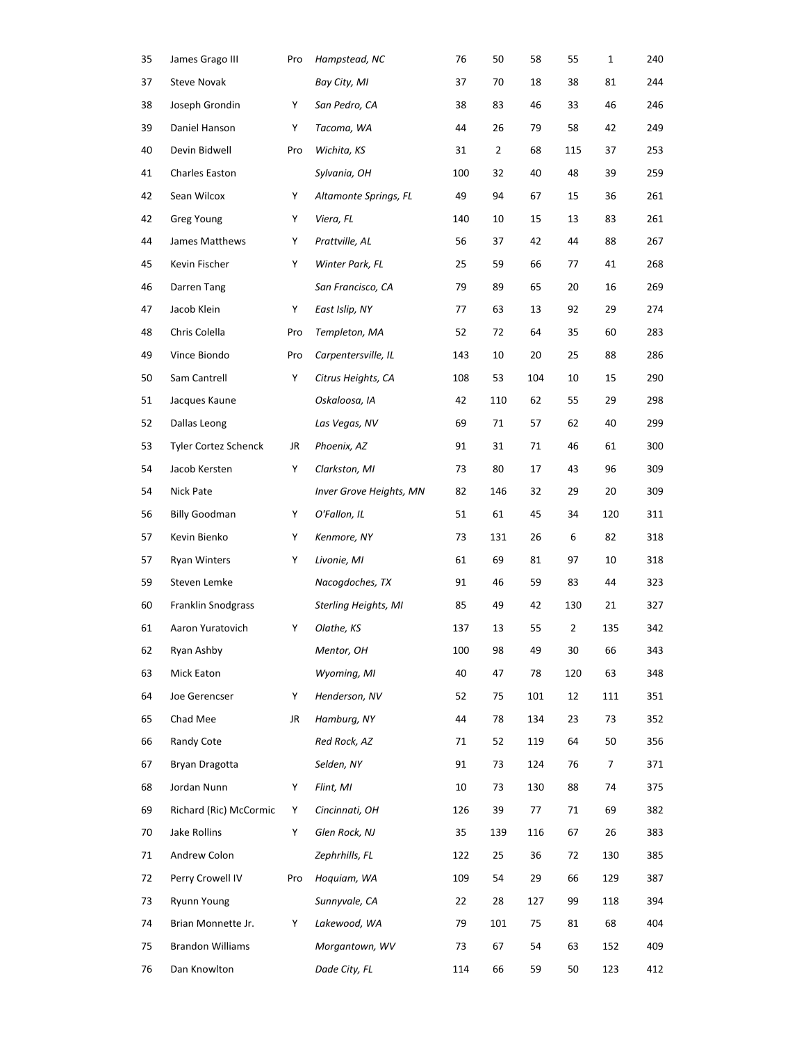| | | | | | | | | | |
|---|---|---|---|---|---|---|---|---|---|
| 35 | James Grago III | Pro | *Hampstead, NC* | 76 | 50 | 58 | 55 | 1 | 240 |
| 37 | Steve Novak | | *Bay City, MI* | 37 | 70 | 18 | 38 | 81 | 244 |
| 38 | Joseph Grondin | Y | *San Pedro, CA* | 38 | 83 | 46 | 33 | 46 | 246 |
| 39 | Daniel Hanson | Y | *Tacoma, WA* | 44 | 26 | 79 | 58 | 42 | 249 |
| 40 | Devin Bidwell | Pro | *Wichita, KS* | 31 | 2 | 68 | 115 | 37 | 253 |
| 41 | Charles Easton | | *Sylvania, OH* | 100 | 32 | 40 | 48 | 39 | 259 |
| 42 | Sean Wilcox | Y | *Altamonte Springs, FL* | 49 | 94 | 67 | 15 | 36 | 261 |
| 42 | Greg Young | Y | *Viera, FL* | 140 | 10 | 15 | 13 | 83 | 261 |
| 44 | James Matthews | Y | *Prattville, AL* | 56 | 37 | 42 | 44 | 88 | 267 |
| 45 | Kevin Fischer | Y | *Winter Park, FL* | 25 | 59 | 66 | 77 | 41 | 268 |
| 46 | Darren Tang | | *San Francisco, CA* | 79 | 89 | 65 | 20 | 16 | 269 |
| 47 | Jacob Klein | Y | *East Islip, NY* | 77 | 63 | 13 | 92 | 29 | 274 |
| 48 | Chris Colella | Pro | *Templeton, MA* | 52 | 72 | 64 | 35 | 60 | 283 |
| 49 | Vince Biondo | Pro | *Carpentersville, IL* | 143 | 10 | 20 | 25 | 88 | 286 |
| 50 | Sam Cantrell | Y | *Citrus Heights, CA* | 108 | 53 | 104 | 10 | 15 | 290 |
| 51 | Jacques Kaune | | *Oskaloosa, IA* | 42 | 110 | 62 | 55 | 29 | 298 |
| 52 | Dallas Leong | | *Las Vegas, NV* | 69 | 71 | 57 | 62 | 40 | 299 |
| 53 | Tyler Cortez Schenck | JR | *Phoenix, AZ* | 91 | 31 | 71 | 46 | 61 | 300 |
| 54 | Jacob Kersten | Y | *Clarkston, MI* | 73 | 80 | 17 | 43 | 96 | 309 |
| 54 | Nick Pate | | *Inver Grove Heights, MN* | 82 | 146 | 32 | 29 | 20 | 309 |
| 56 | Billy Goodman | Y | *O'Fallon, IL* | 51 | 61 | 45 | 34 | 120 | 311 |
| 57 | Kevin Bienko | Y | *Kenmore, NY* | 73 | 131 | 26 | 6 | 82 | 318 |
| 57 | Ryan Winters | Y | *Livonie, MI* | 61 | 69 | 81 | 97 | 10 | 318 |
| 59 | Steven Lemke | | *Nacogdoches, TX* | 91 | 46 | 59 | 83 | 44 | 323 |
| 60 | Franklin Snodgrass | | *Sterling Heights, MI* | 85 | 49 | 42 | 130 | 21 | 327 |
| 61 | Aaron Yuratovich | Y | *Olathe, KS* | 137 | 13 | 55 | 2 | 135 | 342 |
| 62 | Ryan Ashby | | *Mentor, OH* | 100 | 98 | 49 | 30 | 66 | 343 |
| 63 | Mick Eaton | | *Wyoming, MI* | 40 | 47 | 78 | 120 | 63 | 348 |
| 64 | Joe Gerencser | Y | *Henderson, NV* | 52 | 75 | 101 | 12 | 111 | 351 |
| 65 | Chad Mee | JR | *Hamburg, NY* | 44 | 78 | 134 | 23 | 73 | 352 |
| 66 | Randy Cote | | *Red Rock, AZ* | 71 | 52 | 119 | 64 | 50 | 356 |
| 67 | Bryan Dragotta | | *Selden, NY* | 91 | 73 | 124 | 76 | 7 | 371 |
| 68 | Jordan Nunn | Y | *Flint, MI* | 10 | 73 | 130 | 88 | 74 | 375 |
| 69 | Richard (Ric) McCormic | Y | *Cincinnati, OH* | 126 | 39 | 77 | 71 | 69 | 382 |
| 70 | Jake Rollins | Y | *Glen Rock, NJ* | 35 | 139 | 116 | 67 | 26 | 383 |
| 71 | Andrew Colon | | *Zephrhills, FL* | 122 | 25 | 36 | 72 | 130 | 385 |
| 72 | Perry Crowell IV | Pro | *Hoquiam, WA* | 109 | 54 | 29 | 66 | 129 | 387 |
| 73 | Ryunn Young | | *Sunnyvale, CA* | 22 | 28 | 127 | 99 | 118 | 394 |
| 74 | Brian Monnette Jr. | Y | *Lakewood, WA* | 79 | 101 | 75 | 81 | 68 | 404 |
| 75 | Brandon Williams | | *Morgantown, WV* | 73 | 67 | 54 | 63 | 152 | 409 |
| 76 | Dan Knowlton | | *Dade City, FL* | 114 | 66 | 59 | 50 | 123 | 412 |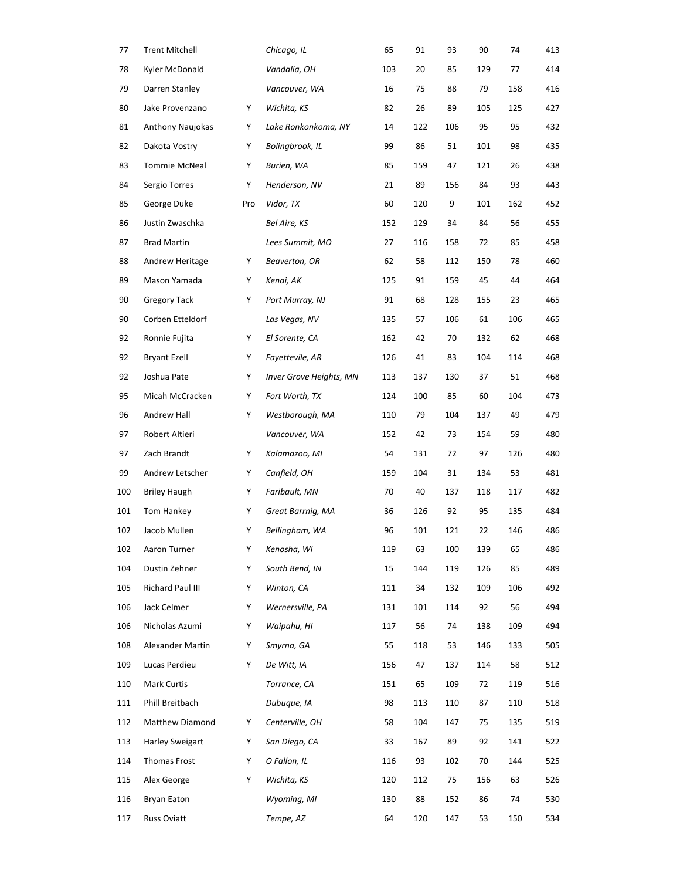| 77 | Trent Mitchell | | Chicago, IL | 65 | 91 | 93 | 90 | 74 | 413 |
|---|---|---|---|---|---|---|---|---|---|
| 78 | Kyler McDonald | | Vandalia, OH | 103 | 20 | 85 | 129 | 77 | 414 |
| 79 | Darren Stanley | | Vancouver, WA | 16 | 75 | 88 | 79 | 158 | 416 |
| 80 | Jake Provenzano | Y | Wichita, KS | 82 | 26 | 89 | 105 | 125 | 427 |
| 81 | Anthony Naujokas | Y | Lake Ronkonkoma, NY | 14 | 122 | 106 | 95 | 95 | 432 |
| 82 | Dakota Vostry | Y | Bolingbrook, IL | 99 | 86 | 51 | 101 | 98 | 435 |
| 83 | Tommie McNeal | Y | Burien, WA | 85 | 159 | 47 | 121 | 26 | 438 |
| 84 | Sergio Torres | Y | Henderson, NV | 21 | 89 | 156 | 84 | 93 | 443 |
| 85 | George Duke | Pro | Vidor, TX | 60 | 120 | 9 | 101 | 162 | 452 |
| 86 | Justin Zwaschka | | Bel Aire, KS | 152 | 129 | 34 | 84 | 56 | 455 |
| 87 | Brad Martin | | Lees Summit, MO | 27 | 116 | 158 | 72 | 85 | 458 |
| 88 | Andrew Heritage | Y | Beaverton, OR | 62 | 58 | 112 | 150 | 78 | 460 |
| 89 | Mason Yamada | Y | Kenai, AK | 125 | 91 | 159 | 45 | 44 | 464 |
| 90 | Gregory Tack | Y | Port Murray, NJ | 91 | 68 | 128 | 155 | 23 | 465 |
| 90 | Corben Etteldorf | | Las Vegas, NV | 135 | 57 | 106 | 61 | 106 | 465 |
| 92 | Ronnie Fujita | Y | El Sorente, CA | 162 | 42 | 70 | 132 | 62 | 468 |
| 92 | Bryant Ezell | Y | Fayettevile, AR | 126 | 41 | 83 | 104 | 114 | 468 |
| 92 | Joshua Pate | Y | Inver Grove Heights, MN | 113 | 137 | 130 | 37 | 51 | 468 |
| 95 | Micah McCracken | Y | Fort Worth, TX | 124 | 100 | 85 | 60 | 104 | 473 |
| 96 | Andrew Hall | Y | Westborough, MA | 110 | 79 | 104 | 137 | 49 | 479 |
| 97 | Robert Altieri | | Vancouver, WA | 152 | 42 | 73 | 154 | 59 | 480 |
| 97 | Zach Brandt | Y | Kalamazoo, MI | 54 | 131 | 72 | 97 | 126 | 480 |
| 99 | Andrew Letscher | Y | Canfield, OH | 159 | 104 | 31 | 134 | 53 | 481 |
| 100 | Briley Haugh | Y | Faribault, MN | 70 | 40 | 137 | 118 | 117 | 482 |
| 101 | Tom Hankey | Y | Great Barrnig, MA | 36 | 126 | 92 | 95 | 135 | 484 |
| 102 | Jacob Mullen | Y | Bellingham, WA | 96 | 101 | 121 | 22 | 146 | 486 |
| 102 | Aaron Turner | Y | Kenosha, WI | 119 | 63 | 100 | 139 | 65 | 486 |
| 104 | Dustin Zehner | Y | South Bend, IN | 15 | 144 | 119 | 126 | 85 | 489 |
| 105 | Richard Paul III | Y | Winton, CA | 111 | 34 | 132 | 109 | 106 | 492 |
| 106 | Jack Celmer | Y | Wernersville, PA | 131 | 101 | 114 | 92 | 56 | 494 |
| 106 | Nicholas Azumi | Y | Waipahu, HI | 117 | 56 | 74 | 138 | 109 | 494 |
| 108 | Alexander Martin | Y | Smyrna, GA | 55 | 118 | 53 | 146 | 133 | 505 |
| 109 | Lucas Perdieu | Y | De Witt, IA | 156 | 47 | 137 | 114 | 58 | 512 |
| 110 | Mark Curtis | | Torrance, CA | 151 | 65 | 109 | 72 | 119 | 516 |
| 111 | Phill Breitbach | | Dubuque, IA | 98 | 113 | 110 | 87 | 110 | 518 |
| 112 | Matthew Diamond | Y | Centerville, OH | 58 | 104 | 147 | 75 | 135 | 519 |
| 113 | Harley Sweigart | Y | San Diego, CA | 33 | 167 | 89 | 92 | 141 | 522 |
| 114 | Thomas Frost | Y | O Fallon, IL | 116 | 93 | 102 | 70 | 144 | 525 |
| 115 | Alex George | Y | Wichita, KS | 120 | 112 | 75 | 156 | 63 | 526 |
| 116 | Bryan Eaton | | Wyoming, MI | 130 | 88 | 152 | 86 | 74 | 530 |
| 117 | Russ Oviatt | | Tempe, AZ | 64 | 120 | 147 | 53 | 150 | 534 |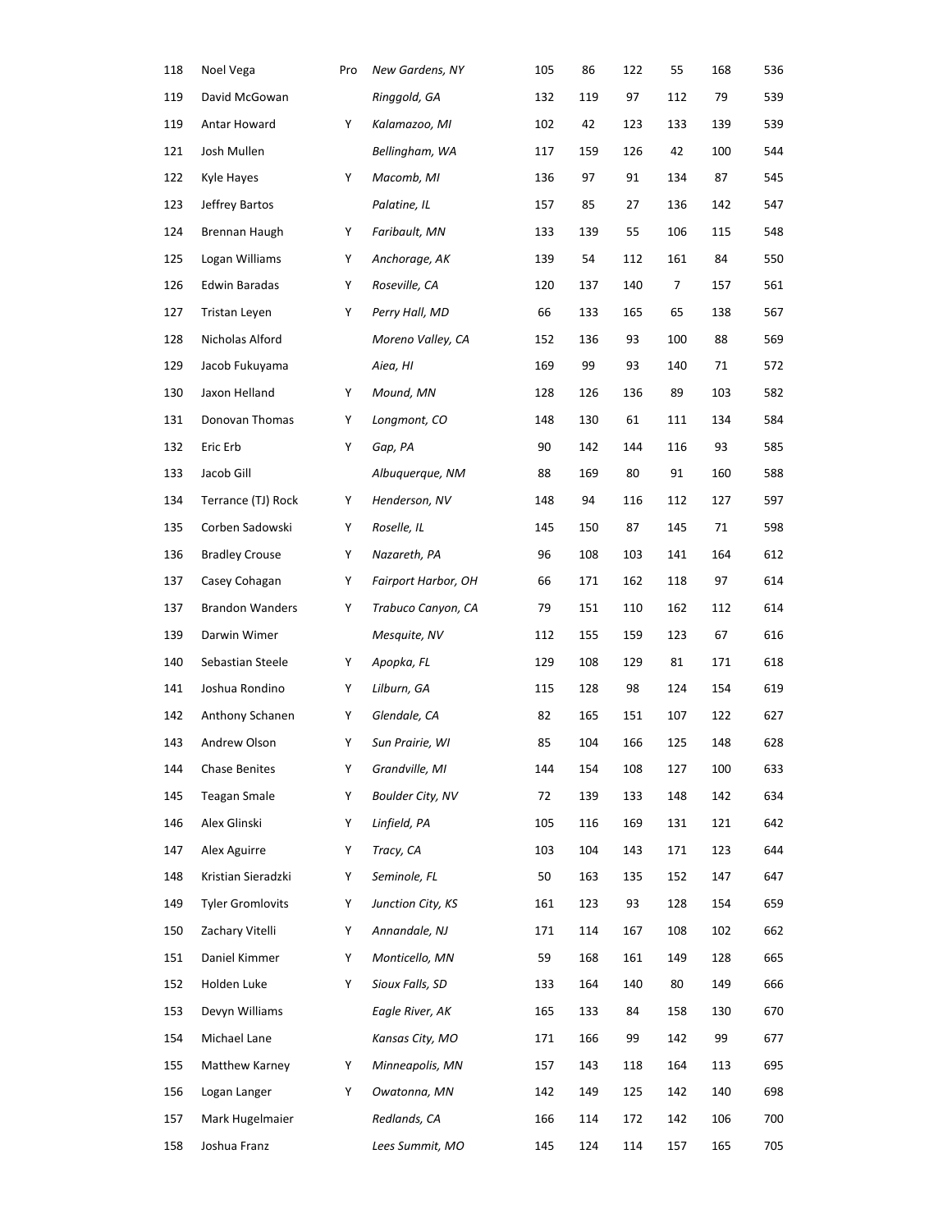| | | | | | | | | | |
|---|---|---|---|---|---|---|---|---|---|
| 118 | Noel Vega | Pro | *New Gardens, NY* | 105 | 86 | 122 | 55 | 168 | 536 |
| 119 | David McGowan | | *Ringgold, GA* | 132 | 119 | 97 | 112 | 79 | 539 |
| 119 | Antar Howard | Y | *Kalamazoo, MI* | 102 | 42 | 123 | 133 | 139 | 539 |
| 121 | Josh Mullen | | *Bellingham, WA* | 117 | 159 | 126 | 42 | 100 | 544 |
| 122 | Kyle Hayes | Y | *Macomb, MI* | 136 | 97 | 91 | 134 | 87 | 545 |
| 123 | Jeffrey Bartos | | *Palatine, IL* | 157 | 85 | 27 | 136 | 142 | 547 |
| 124 | Brennan Haugh | Y | *Faribault, MN* | 133 | 139 | 55 | 106 | 115 | 548 |
| 125 | Logan Williams | Y | *Anchorage, AK* | 139 | 54 | 112 | 161 | 84 | 550 |
| 126 | Edwin Baradas | Y | *Roseville, CA* | 120 | 137 | 140 | 7 | 157 | 561 |
| 127 | Tristan Leyen | Y | *Perry Hall, MD* | 66 | 133 | 165 | 65 | 138 | 567 |
| 128 | Nicholas Alford | | *Moreno Valley, CA* | 152 | 136 | 93 | 100 | 88 | 569 |
| 129 | Jacob Fukuyama | | *Aiea, HI* | 169 | 99 | 93 | 140 | 71 | 572 |
| 130 | Jaxon Helland | Y | *Mound, MN* | 128 | 126 | 136 | 89 | 103 | 582 |
| 131 | Donovan Thomas | Y | *Longmont, CO* | 148 | 130 | 61 | 111 | 134 | 584 |
| 132 | Eric Erb | Y | *Gap, PA* | 90 | 142 | 144 | 116 | 93 | 585 |
| 133 | Jacob Gill | | *Albuquerque, NM* | 88 | 169 | 80 | 91 | 160 | 588 |
| 134 | Terrance (TJ) Rock | Y | *Henderson, NV* | 148 | 94 | 116 | 112 | 127 | 597 |
| 135 | Corben Sadowski | Y | *Roselle, IL* | 145 | 150 | 87 | 145 | 71 | 598 |
| 136 | Bradley Crouse | Y | *Nazareth, PA* | 96 | 108 | 103 | 141 | 164 | 612 |
| 137 | Casey Cohagan | Y | *Fairport Harbor, OH* | 66 | 171 | 162 | 118 | 97 | 614 |
| 137 | Brandon Wanders | Y | *Trabuco Canyon, CA* | 79 | 151 | 110 | 162 | 112 | 614 |
| 139 | Darwin Wimer | | *Mesquite, NV* | 112 | 155 | 159 | 123 | 67 | 616 |
| 140 | Sebastian Steele | Y | *Apopka, FL* | 129 | 108 | 129 | 81 | 171 | 618 |
| 141 | Joshua Rondino | Y | *Lilburn, GA* | 115 | 128 | 98 | 124 | 154 | 619 |
| 142 | Anthony Schanen | Y | *Glendale, CA* | 82 | 165 | 151 | 107 | 122 | 627 |
| 143 | Andrew Olson | Y | *Sun Prairie, WI* | 85 | 104 | 166 | 125 | 148 | 628 |
| 144 | Chase Benites | Y | *Grandville, MI* | 144 | 154 | 108 | 127 | 100 | 633 |
| 145 | Teagan Smale | Y | *Boulder City, NV* | 72 | 139 | 133 | 148 | 142 | 634 |
| 146 | Alex Glinski | Y | *Linfield, PA* | 105 | 116 | 169 | 131 | 121 | 642 |
| 147 | Alex Aguirre | Y | *Tracy, CA* | 103 | 104 | 143 | 171 | 123 | 644 |
| 148 | Kristian Sieradzki | Y | *Seminole, FL* | 50 | 163 | 135 | 152 | 147 | 647 |
| 149 | Tyler Gromlovits | Y | *Junction City, KS* | 161 | 123 | 93 | 128 | 154 | 659 |
| 150 | Zachary Vitelli | Y | *Annandale, NJ* | 171 | 114 | 167 | 108 | 102 | 662 |
| 151 | Daniel Kimmer | Y | *Monticello, MN* | 59 | 168 | 161 | 149 | 128 | 665 |
| 152 | Holden Luke | Y | *Sioux Falls, SD* | 133 | 164 | 140 | 80 | 149 | 666 |
| 153 | Devyn Williams | | *Eagle River, AK* | 165 | 133 | 84 | 158 | 130 | 670 |
| 154 | Michael Lane | | *Kansas City, MO* | 171 | 166 | 99 | 142 | 99 | 677 |
| 155 | Matthew Karney | Y | *Minneapolis, MN* | 157 | 143 | 118 | 164 | 113 | 695 |
| 156 | Logan Langer | Y | *Owatonna, MN* | 142 | 149 | 125 | 142 | 140 | 698 |
| 157 | Mark Hugelmaier | | *Redlands, CA* | 166 | 114 | 172 | 142 | 106 | 700 |
| 158 | Joshua Franz | | *Lees Summit, MO* | 145 | 124 | 114 | 157 | 165 | 705 |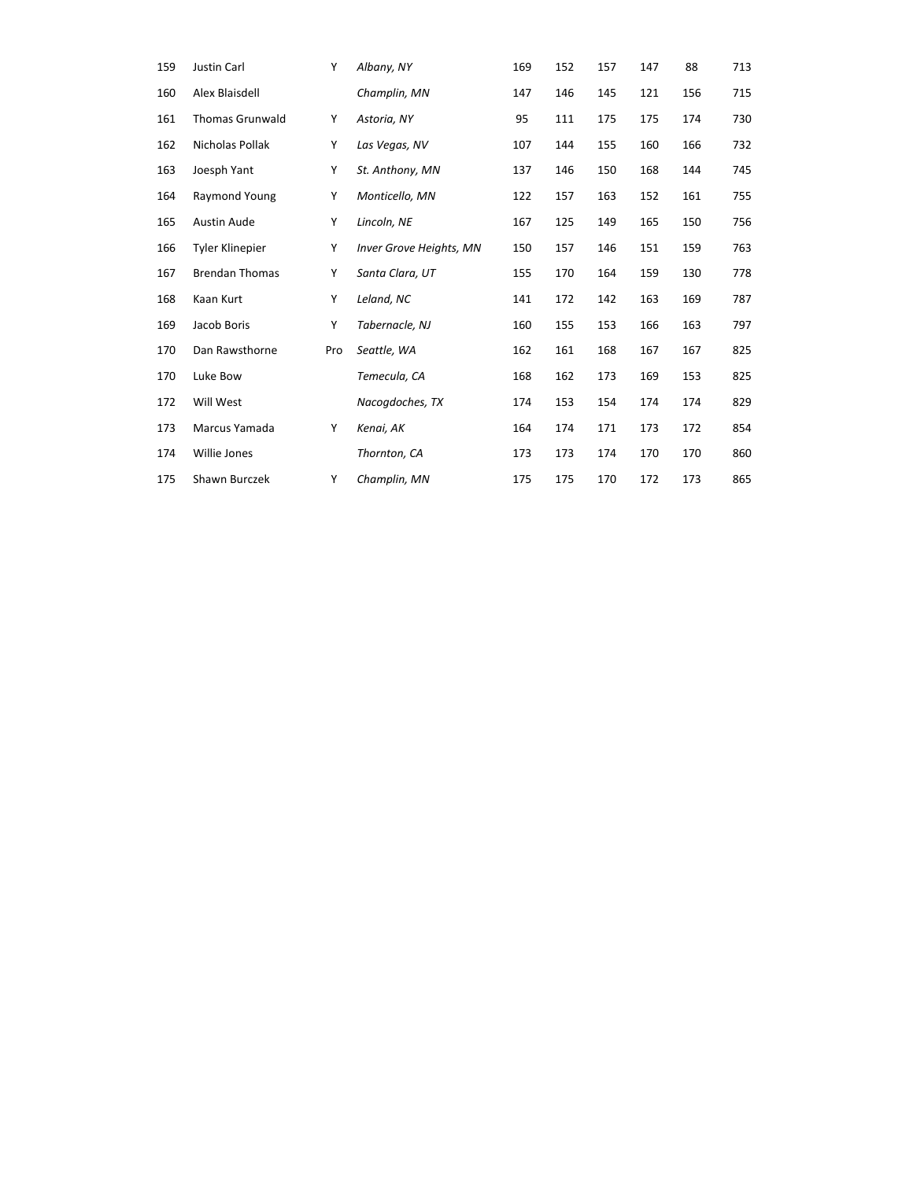| | | | | | | | | | |
|---|---|---|---|---|---|---|---|---|---|
| 159 | Justin Carl | Y | *Albany, NY* | 169 | 152 | 157 | 147 | 88 | 713 |
| 160 | Alex Blaisdell | | *Champlin, MN* | 147 | 146 | 145 | 121 | 156 | 715 |
| 161 | Thomas Grunwald | Y | *Astoria, NY* | 95 | 111 | 175 | 175 | 174 | 730 |
| 162 | Nicholas Pollak | Y | *Las Vegas, NV* | 107 | 144 | 155 | 160 | 166 | 732 |
| 163 | Joesph Yant | Y | *St. Anthony, MN* | 137 | 146 | 150 | 168 | 144 | 745 |
| 164 | Raymond Young | Y | *Monticello, MN* | 122 | 157 | 163 | 152 | 161 | 755 |
| 165 | Austin Aude | Y | *Lincoln, NE* | 167 | 125 | 149 | 165 | 150 | 756 |
| 166 | Tyler Klinepier | Y | *Inver Grove Heights, MN* | 150 | 157 | 146 | 151 | 159 | 763 |
| 167 | Brendan Thomas | Y | *Santa Clara, UT* | 155 | 170 | 164 | 159 | 130 | 778 |
| 168 | Kaan Kurt | Y | *Leland, NC* | 141 | 172 | 142 | 163 | 169 | 787 |
| 169 | Jacob Boris | Y | *Tabernacle, NJ* | 160 | 155 | 153 | 166 | 163 | 797 |
| 170 | Dan Rawsthorne | Pro | *Seattle, WA* | 162 | 161 | 168 | 167 | 167 | 825 |
| 170 | Luke Bow | | *Temecula, CA* | 168 | 162 | 173 | 169 | 153 | 825 |
| 172 | Will West | | *Nacogdoches, TX* | 174 | 153 | 154 | 174 | 174 | 829 |
| 173 | Marcus Yamada | Y | *Kenai, AK* | 164 | 174 | 171 | 173 | 172 | 854 |
| 174 | Willie Jones | | *Thornton, CA* | 173 | 173 | 174 | 170 | 170 | 860 |
| 175 | Shawn Burczek | Y | *Champlin, MN* | 175 | 175 | 170 | 172 | 173 | 865 |